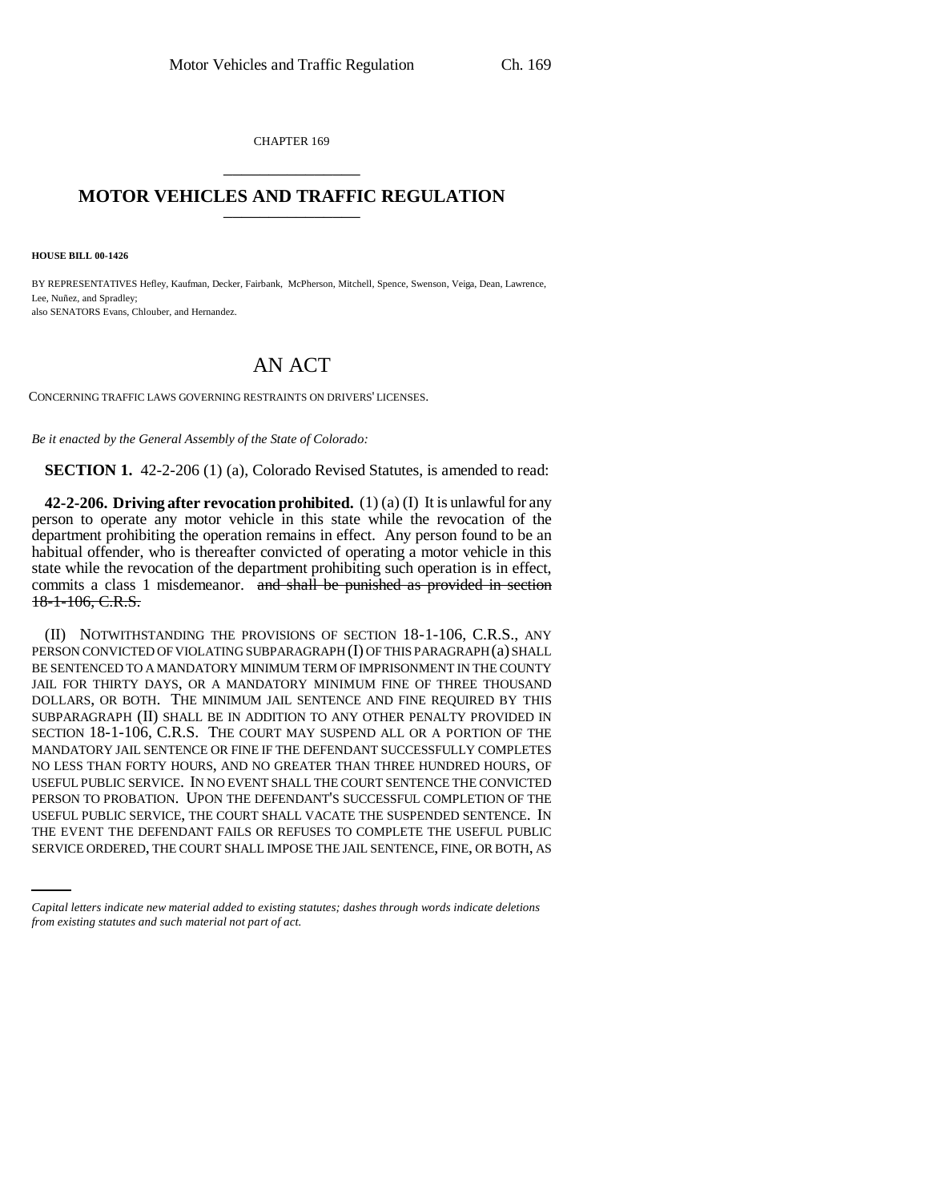CHAPTER 169

# MOTOR VEHICLES AND TRAFFIC REGULATION

**HOUSE BILL 00-1426**

BY REPRESENTATIVES Hefley, Kaufman, Decker, Fairbank, McPherson, Mitchell, Spence, Swenson, Veiga, Dean, Lawrence, Lee, Nuñez, and Spradley;
also SENATORS Evans, Chlouber, and Hernandez.

# AN ACT

CONCERNING TRAFFIC LAWS GOVERNING RESTRAINTS ON DRIVERS' LICENSES.

*Be it enacted by the General Assembly of the State of Colorado:*

**SECTION 1.** 42-2-206 (1) (a), Colorado Revised Statutes, is amended to read:

**42-2-206. Driving after revocation prohibited.** (1) (a) (I) It is unlawful for any person to operate any motor vehicle in this state while the revocation of the department prohibiting the operation remains in effect. Any person found to be an habitual offender, who is thereafter convicted of operating a motor vehicle in this state while the revocation of the department prohibiting such operation is in effect, commits a class 1 misdemeanor. ~~and shall be punished as provided in section 18-1-106, C.R.S.~~

(II) NOTWITHSTANDING THE PROVISIONS OF SECTION 18-1-106, C.R.S., ANY PERSON CONVICTED OF VIOLATING SUBPARAGRAPH (I) OF THIS PARAGRAPH (a) SHALL BE SENTENCED TO A MANDATORY MINIMUM TERM OF IMPRISONMENT IN THE COUNTY JAIL FOR THIRTY DAYS, OR A MANDATORY MINIMUM FINE OF THREE THOUSAND DOLLARS, OR BOTH. THE MINIMUM JAIL SENTENCE AND FINE REQUIRED BY THIS SUBPARAGRAPH (II) SHALL BE IN ADDITION TO ANY OTHER PENALTY PROVIDED IN SECTION 18-1-106, C.R.S. THE COURT MAY SUSPEND ALL OR A PORTION OF THE MANDATORY JAIL SENTENCE OR FINE IF THE DEFENDANT SUCCESSFULLY COMPLETES NO LESS THAN FORTY HOURS, AND NO GREATER THAN THREE HUNDRED HOURS, OF USEFUL PUBLIC SERVICE. IN NO EVENT SHALL THE COURT SENTENCE THE CONVICTED PERSON TO PROBATION. UPON THE DEFENDANT'S SUCCESSFUL COMPLETION OF THE USEFUL PUBLIC SERVICE, THE COURT SHALL VACATE THE SUSPENDED SENTENCE. IN THE EVENT THE DEFENDANT FAILS OR REFUSES TO COMPLETE THE USEFUL PUBLIC SERVICE ORDERED, THE COURT SHALL IMPOSE THE JAIL SENTENCE, FINE, OR BOTH, AS

*Capital letters indicate new material added to existing statutes; dashes through words indicate deletions from existing statutes and such material not part of act.*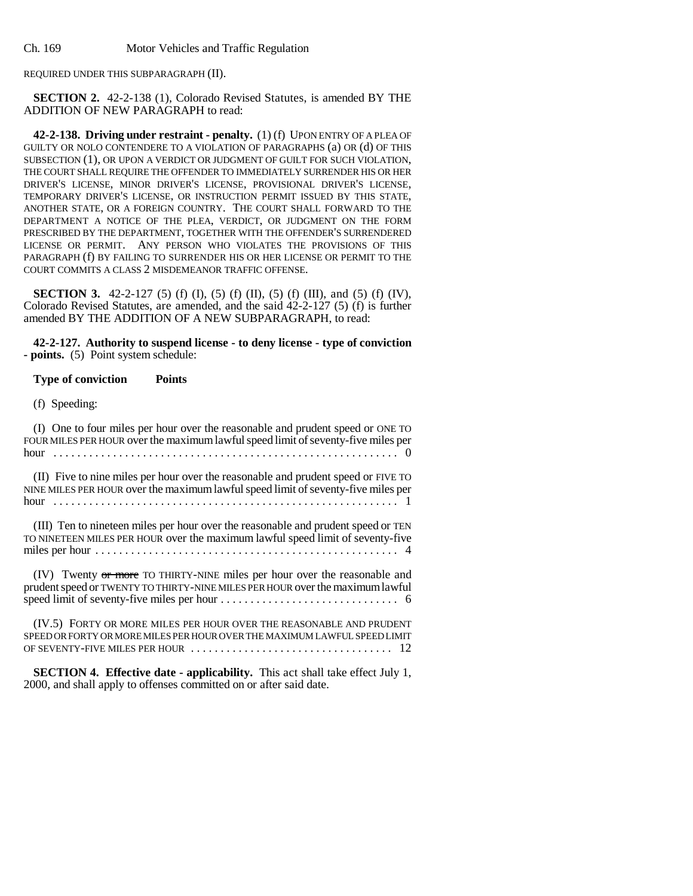REQUIRED UNDER THIS SUBPARAGRAPH (II).

**SECTION 2.** 42-2-138 (1), Colorado Revised Statutes, is amended BY THE ADDITION OF NEW PARAGRAPH to read:

**42-2-138. Driving under restraint - penalty.** (1) (f) UPON ENTRY OF A PLEA OF GUILTY OR NOLO CONTENDERE TO A VIOLATION OF PARAGRAPHS (a) OR (d) OF THIS SUBSECTION (1), OR UPON A VERDICT OR JUDGMENT OF GUILT FOR SUCH VIOLATION, THE COURT SHALL REQUIRE THE OFFENDER TO IMMEDIATELY SURRENDER HIS OR HER DRIVER'S LICENSE, MINOR DRIVER'S LICENSE, PROVISIONAL DRIVER'S LICENSE, TEMPORARY DRIVER'S LICENSE, OR INSTRUCTION PERMIT ISSUED BY THIS STATE, ANOTHER STATE, OR A FOREIGN COUNTRY. THE COURT SHALL FORWARD TO THE DEPARTMENT A NOTICE OF THE PLEA, VERDICT, OR JUDGMENT ON THE FORM PRESCRIBED BY THE DEPARTMENT, TOGETHER WITH THE OFFENDER'S SURRENDERED LICENSE OR PERMIT. ANY PERSON WHO VIOLATES THE PROVISIONS OF THIS PARAGRAPH (f) BY FAILING TO SURRENDER HIS OR HER LICENSE OR PERMIT TO THE COURT COMMITS A CLASS 2 MISDEMEANOR TRAFFIC OFFENSE.

**SECTION 3.** 42-2-127 (5) (f) (I), (5) (f) (II), (5) (f) (III), and (5) (f) (IV), Colorado Revised Statutes, are amended, and the said 42-2-127 (5) (f) is further amended BY THE ADDITION OF A NEW SUBPARAGRAPH, to read:

**42-2-127. Authority to suspend license - to deny license - type of conviction - points.** (5) Point system schedule:

**Type of conviction Points**

(f) Speeding:

(I) One to four miles per hour over the reasonable and prudent speed or ONE TO FOUR MILES PER HOUR over the maximum lawful speed limit of seventy-five miles per hour . . . . . . . . . . . . . . . . . . . . . . . . . . . . . . . . . . . . . . . . . . . . . . . . . . . . . . 0

(II) Five to nine miles per hour over the reasonable and prudent speed or FIVE TO NINE MILES PER HOUR over the maximum lawful speed limit of seventy-five miles per hour . . . . . . . . . . . . . . . . . . . . . . . . . . . . . . . . . . . . . . . . . . . . . . . . . . . . . . 1

(III) Ten to nineteen miles per hour over the reasonable and prudent speed or TEN TO NINETEEN MILES PER HOUR over the maximum lawful speed limit of seventy-five miles per hour . . . . . . . . . . . . . . . . . . . . . . . . . . . . . . . . . . . . . . . . . . . . . . . . . 4

(IV) Twenty ~~or more~~ TO THIRTY-NINE miles per hour over the reasonable and prudent speed or TWENTY TO THIRTY-NINE MILES PER HOUR over the maximum lawful speed limit of seventy-five miles per hour . . . . . . . . . . . . . . . . . . . . . . . . . . . . . 6

(IV.5) FORTY OR MORE MILES PER HOUR OVER THE REASONABLE AND PRUDENT SPEED OR FORTY OR MORE MILES PER HOUR OVER THE MAXIMUM LAWFUL SPEED LIMIT OF SEVENTY-FIVE MILES PER HOUR . . . . . . . . . . . . . . . . . . . . . . . . . . . . . . . . . 12

**SECTION 4. Effective date - applicability.** This act shall take effect July 1, 2000, and shall apply to offenses committed on or after said date.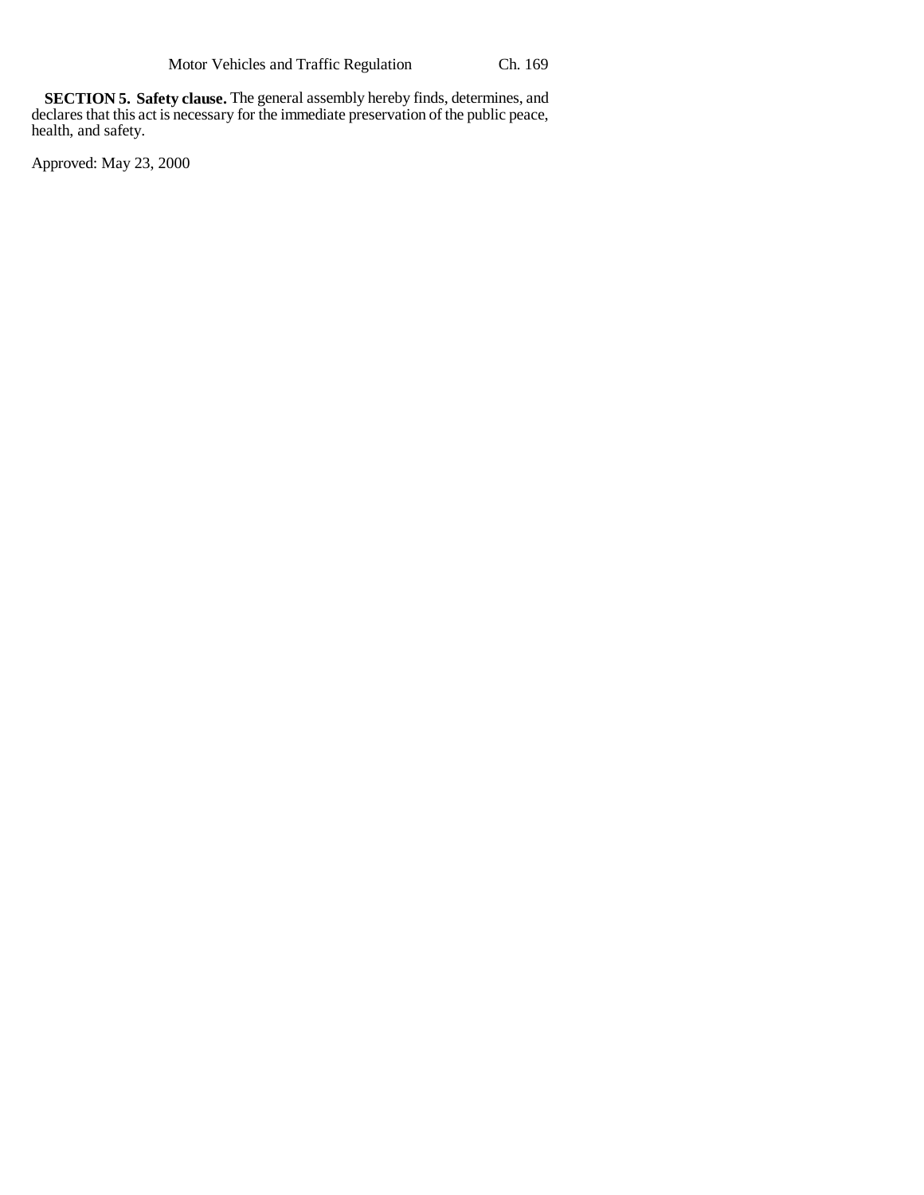**SECTION 5. Safety clause.** The general assembly hereby finds, determines, and declares that this act is necessary for the immediate preservation of the public peace, health, and safety.

Approved: May 23, 2000